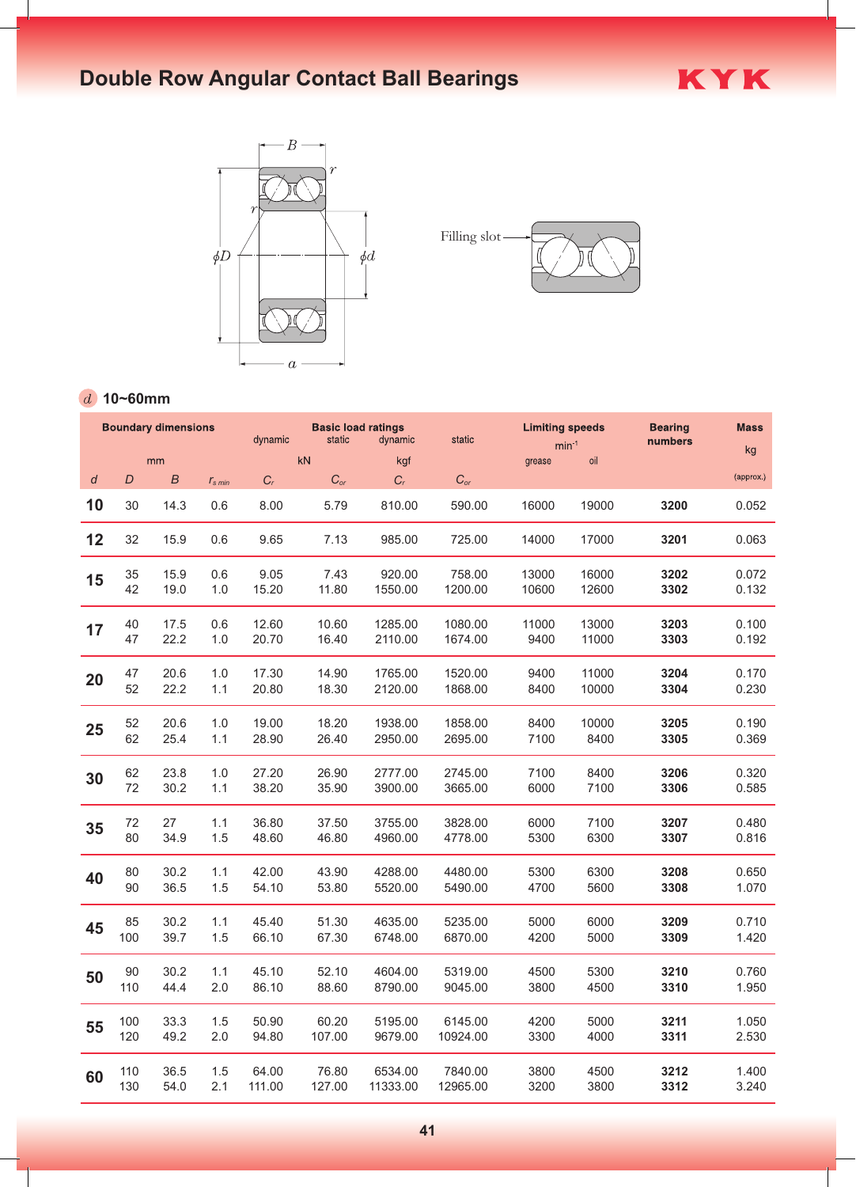# Double Row Angular Contact Ball Bearings

KYK

Filling slot

*d* 10~60mm

| Boundary dimensions | | | | Basic load ratings | | | | Limiting speeds | | Bearing numbers | Mass |
|---|---|---|---|---|---|---|---|---|---|---|---|
| | | | | dynamic | static | dynamic | static | $min^{-1}$ | | | kg |
| mm | | | | kN | | kgf | | grease | oil | | |
| *d* | *D* | *B* | $r_{s\ min}$ | $C_r$ | $C_{or}$ | $C_r$ | $C_{or}$ | | | | (approx.) |
| **10** | 30 | 14.3 | 0.6 | 8.00 | 5.79 | 810.00 | 590.00 | 16000 | 19000 | **3200** | 0.052 |
| **12** | 32 | 15.9 | 0.6 | 9.65 | 7.13 | 985.00 | 725.00 | 14000 | 17000 | **3201** | 0.063 |
| **15** | 35 | 15.9 | 0.6 | 9.05 | 7.43 | 920.00 | 758.00 | 13000 | 16000 | **3202** | 0.072 |
| | 42 | 19.0 | 1.0 | 15.20 | 11.80 | 1550.00 | 1200.00 | 10600 | 12600 | **3302** | 0.132 |
| **17** | 40 | 17.5 | 0.6 | 12.60 | 10.60 | 1285.00 | 1080.00 | 11000 | 13000 | **3203** | 0.100 |
| | 47 | 22.2 | 1.0 | 20.70 | 16.40 | 2110.00 | 1674.00 | 9400 | 11000 | **3303** | 0.192 |
| **20** | 47 | 20.6 | 1.0 | 17.30 | 14.90 | 1765.00 | 1520.00 | 9400 | 11000 | **3204** | 0.170 |
| | 52 | 22.2 | 1.1 | 20.80 | 18.30 | 2120.00 | 1868.00 | 8400 | 10000 | **3304** | 0.230 |
| **25** | 52 | 20.6 | 1.0 | 19.00 | 18.20 | 1938.00 | 1858.00 | 8400 | 10000 | **3205** | 0.190 |
| | 62 | 25.4 | 1.1 | 28.90 | 26.40 | 2950.00 | 2695.00 | 7100 | 8400 | **3305** | 0.369 |
| **30** | 62 | 23.8 | 1.0 | 27.20 | 26.90 | 2777.00 | 2745.00 | 7100 | 8400 | **3206** | 0.320 |
| | 72 | 30.2 | 1.1 | 38.20 | 35.90 | 3900.00 | 3665.00 | 6000 | 7100 | **3306** | 0.585 |
| **35** | 72 | 27 | 1.1 | 36.80 | 37.50 | 3755.00 | 3828.00 | 6000 | 7100 | **3207** | 0.480 |
| | 80 | 34.9 | 1.5 | 48.60 | 46.80 | 4960.00 | 4778.00 | 5300 | 6300 | **3307** | 0.816 |
| **40** | 80 | 30.2 | 1.1 | 42.00 | 43.90 | 4288.00 | 4480.00 | 5300 | 6300 | **3208** | 0.650 |
| | 90 | 36.5 | 1.5 | 54.10 | 53.80 | 5520.00 | 5490.00 | 4700 | 5600 | **3308** | 1.070 |
| **45** | 85 | 30.2 | 1.1 | 45.40 | 51.30 | 4635.00 | 5235.00 | 5000 | 6000 | **3209** | 0.710 |
| | 100 | 39.7 | 1.5 | 66.10 | 67.30 | 6748.00 | 6870.00 | 4200 | 5000 | **3309** | 1.420 |
| **50** | 90 | 30.2 | 1.1 | 45.10 | 52.10 | 4604.00 | 5319.00 | 4500 | 5300 | **3210** | 0.760 |
| | 110 | 44.4 | 2.0 | 86.10 | 88.60 | 8790.00 | 9045.00 | 3800 | 4500 | **3310** | 1.950 |
| **55** | 100 | 33.3 | 1.5 | 50.90 | 60.20 | 5195.00 | 6145.00 | 4200 | 5000 | **3211** | 1.050 |
| | 120 | 49.2 | 2.0 | 94.80 | 107.00 | 9679.00 | 10924.00 | 3300 | 4000 | **3311** | 2.530 |
| **60** | 110 | 36.5 | 1.5 | 64.00 | 76.80 | 6534.00 | 7840.00 | 3800 | 4500 | **3212** | 1.400 |
| | 130 | 54.0 | 2.1 | 111.00 | 127.00 | 11333.00 | 12965.00 | 3200 | 3800 | **3312** | 3.240 |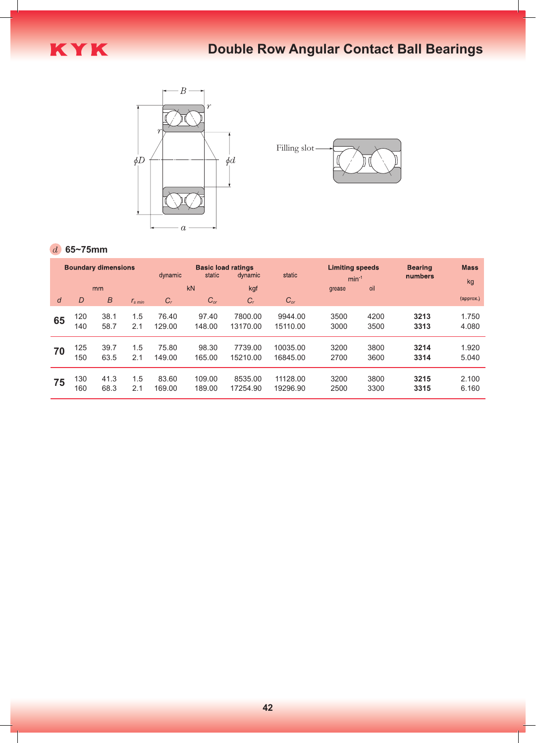# Double Row Angular Contact Ball Bearings

Filling slot

$d$ 65~75mm

| Boundary dimensions | | | | Basic load ratings | | | | Limiting speeds | | Bearing numbers | Mass |
|---|---|---|---|---|---|---|---|---|---|---|---|
| mm | | | | dynamic (kN) | static (kN) | dynamic (kgf) | static (kgf) | min$^{-1}$ | | | kg |
| | | | | | | | | grease | oil | | |
| $d$ | $D$ | $B$ | $r_{s\,min}$ | $C_r$ | $C_{or}$ | $C_r$ | $C_{or}$ | | | | (approx.) |
| 65 | 120 | 38.1 | 1.5 | 76.40 | 97.40 | 7800.00 | 9944.00 | 3500 | 4200 | **3213** | 1.750 |
| | 140 | 58.7 | 2.1 | 129.00 | 148.00 | 13170.00 | 15110.00 | 3000 | 3500 | **3313** | 4.080 |
| 70 | 125 | 39.7 | 1.5 | 75.80 | 98.30 | 7739.00 | 10035.00 | 3200 | 3800 | **3214** | 1.920 |
| | 150 | 63.5 | 2.1 | 149.00 | 165.00 | 15210.00 | 16845.00 | 2700 | 3600 | **3314** | 5.040 |
| 75 | 130 | 41.3 | 1.5 | 83.60 | 109.00 | 8535.00 | 11128.00 | 3200 | 3800 | **3215** | 2.100 |
| | 160 | 68.3 | 2.1 | 169.00 | 189.00 | 17254.90 | 19296.90 | 2500 | 3300 | **3315** | 6.160 |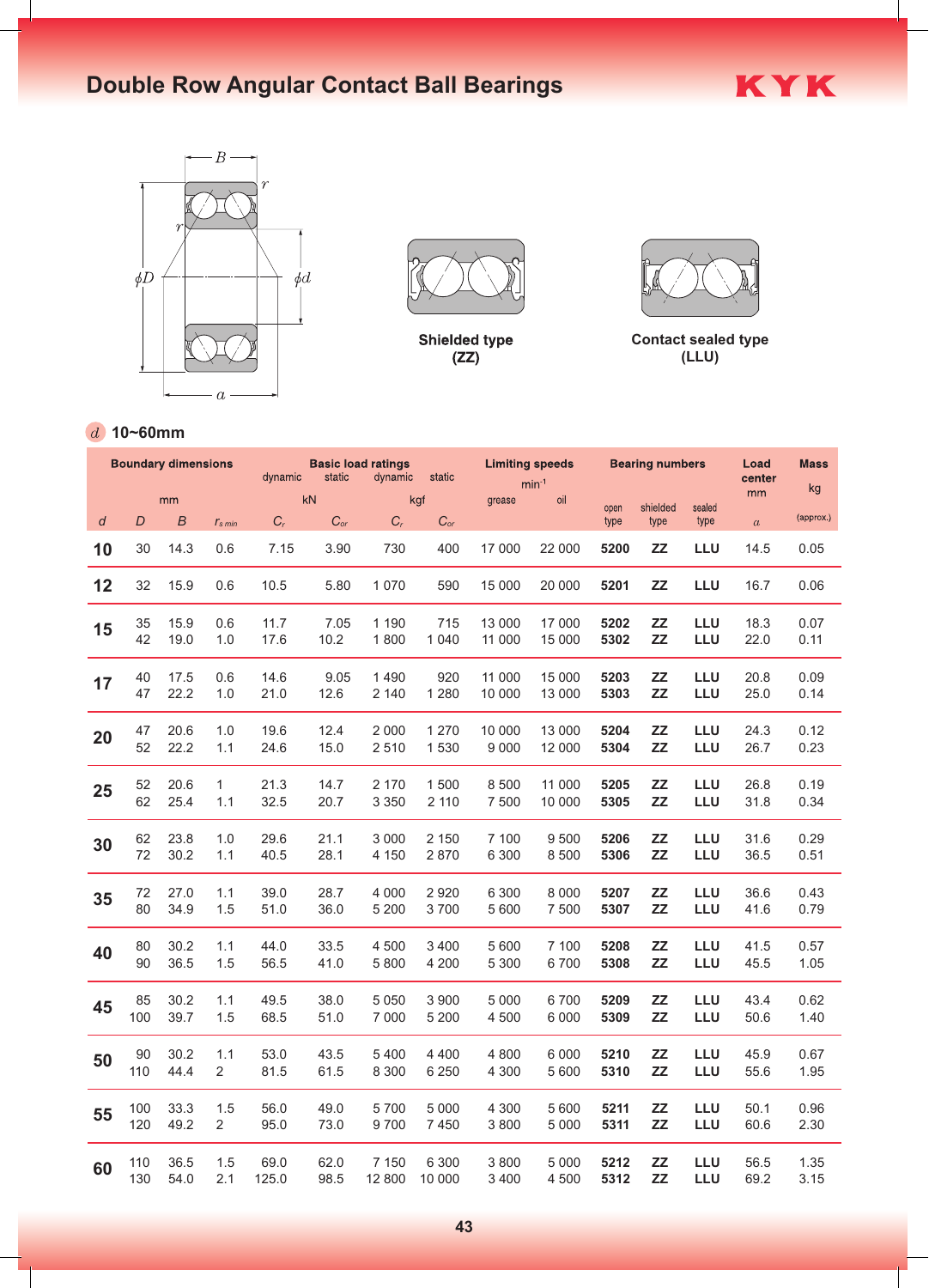# Double Row Angular Contact Ball Bearings

KYK

Shielded type (ZZ)

Contact sealed type (LLU)

*d* 10~60mm

| Boundary dimensions | | | | Basic load ratings | | | | Limiting speeds | | Bearing numbers | | | Load center | Mass |
|---|---|---|---|---|---|---|---|---|---|---|---|---|---|---|
| mm | | | | kN | | kgf | | $min^{-1}$ | | | | | mm | kg |
| | | | | dynamic | static | dynamic | static | grease | oil | open type | shielded type | sealed type | | (approx.) |
| *d* | *D* | *B* | $r_{s\,min}$ | $C_r$ | $C_{or}$ | $C_r$ | $C_{or}$ | | | | | | *a* | |
| **10** | 30 | 14.3 | 0.6 | 7.15 | 3.90 | 730 | 400 | 17 000 | 22 000 | **5200** | **ZZ** | **LLU** | 14.5 | 0.05 |
| **12** | 32 | 15.9 | 0.6 | 10.5 | 5.80 | 1 070 | 590 | 15 000 | 20 000 | **5201** | **ZZ** | **LLU** | 16.7 | 0.06 |
| **15** | 35 | 15.9 | 0.6 | 11.7 | 7.05 | 1 190 | 715 | 13 000 | 17 000 | **5202** | **ZZ** | **LLU** | 18.3 | 0.07 |
| | 42 | 19.0 | 1.0 | 17.6 | 10.2 | 1 800 | 1 040 | 11 000 | 15 000 | **5302** | **ZZ** | **LLU** | 22.0 | 0.11 |
| **17** | 40 | 17.5 | 0.6 | 14.6 | 9.05 | 1 490 | 920 | 11 000 | 15 000 | **5203** | **ZZ** | **LLU** | 20.8 | 0.09 |
| | 47 | 22.2 | 1.0 | 21.0 | 12.6 | 2 140 | 1 280 | 10 000 | 13 000 | **5303** | **ZZ** | **LLU** | 25.0 | 0.14 |
| **20** | 47 | 20.6 | 1.0 | 19.6 | 12.4 | 2 000 | 1 270 | 10 000 | 13 000 | **5204** | **ZZ** | **LLU** | 24.3 | 0.12 |
| | 52 | 22.2 | 1.1 | 24.6 | 15.0 | 2 510 | 1 530 | 9 000 | 12 000 | **5304** | **ZZ** | **LLU** | 26.7 | 0.23 |
| **25** | 52 | 20.6 | 1 | 21.3 | 14.7 | 2 170 | 1 500 | 8 500 | 11 000 | **5205** | **ZZ** | **LLU** | 26.8 | 0.19 |
| | 62 | 25.4 | 1.1 | 32.5 | 20.7 | 3 350 | 2 110 | 7 500 | 10 000 | **5305** | **ZZ** | **LLU** | 31.8 | 0.34 |
| **30** | 62 | 23.8 | 1.0 | 29.6 | 21.1 | 3 000 | 2 150 | 7 100 | 9 500 | **5206** | **ZZ** | **LLU** | 31.6 | 0.29 |
| | 72 | 30.2 | 1.1 | 40.5 | 28.1 | 4 150 | 2 870 | 6 300 | 8 500 | **5306** | **ZZ** | **LLU** | 36.5 | 0.51 |
| **35** | 72 | 27.0 | 1.1 | 39.0 | 28.7 | 4 000 | 2 920 | 6 300 | 8 000 | **5207** | **ZZ** | **LLU** | 36.6 | 0.43 |
| | 80 | 34.9 | 1.5 | 51.0 | 36.0 | 5 200 | 3 700 | 5 600 | 7 500 | **5307** | **ZZ** | **LLU** | 41.6 | 0.79 |
| **40** | 80 | 30.2 | 1.1 | 44.0 | 33.5 | 4 500 | 3 400 | 5 600 | 7 100 | **5208** | **ZZ** | **LLU** | 41.5 | 0.57 |
| | 90 | 36.5 | 1.5 | 56.5 | 41.0 | 5 800 | 4 200 | 5 300 | 6 700 | **5308** | **ZZ** | **LLU** | 45.5 | 1.05 |
| **45** | 85 | 30.2 | 1.1 | 49.5 | 38.0 | 5 050 | 3 900 | 5 000 | 6 700 | **5209** | **ZZ** | **LLU** | 43.4 | 0.62 |
| | 100 | 39.7 | 1.5 | 68.5 | 51.0 | 7 000 | 5 200 | 4 500 | 6 000 | **5309** | **ZZ** | **LLU** | 50.6 | 1.40 |
| **50** | 90 | 30.2 | 1.1 | 53.0 | 43.5 | 5 400 | 4 400 | 4 800 | 6 000 | **5210** | **ZZ** | **LLU** | 45.9 | 0.67 |
| | 110 | 44.4 | 2 | 81.5 | 61.5 | 8 300 | 6 250 | 4 300 | 5 600 | **5310** | **ZZ** | **LLU** | 55.6 | 1.95 |
| **55** | 100 | 33.3 | 1.5 | 56.0 | 49.0 | 5 700 | 5 000 | 4 300 | 5 600 | **5211** | **ZZ** | **LLU** | 50.1 | 0.96 |
| | 120 | 49.2 | 2 | 95.0 | 73.0 | 9 700 | 7 450 | 3 800 | 5 000 | **5311** | **ZZ** | **LLU** | 60.6 | 2.30 |
| **60** | 110 | 36.5 | 1.5 | 69.0 | 62.0 | 7 150 | 6 300 | 3 800 | 5 000 | **5212** | **ZZ** | **LLU** | 56.5 | 1.35 |
| | 130 | 54.0 | 2.1 | 125.0 | 98.5 | 12 800 | 10 000 | 3 400 | 4 500 | **5312** | **ZZ** | **LLU** | 69.2 | 3.15 |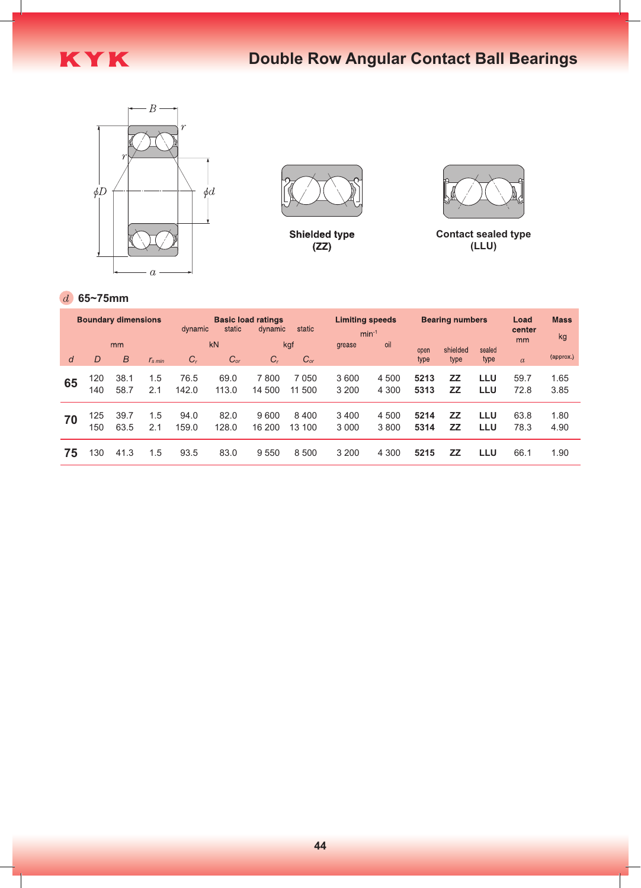# Double Row Angular Contact Ball Bearings

$B$ $r$ $r$ $\phi D$ $\phi d$ $a$

**Shielded type (ZZ)**

**Contact sealed type (LLU)**

## $d$ 65~75mm

| Boundary dimensions (mm) | | | | Basic load ratings dynamic (kN) | static (kN) | dynamic (kgf) | static (kgf) | Limiting speeds ($min^{-1}$) grease | oil | Bearing numbers open type | shielded type | sealed type | Load center mm | Mass kg |
|---|---|---|---|---|---|---|---|---|---|---|---|---|---|---|
| $d$ | $D$ | $B$ | $r_{s\,min}$ | $C_r$ | $C_{or}$ | $C_r$ | $C_{or}$ | | | | | | $a$ | (approx.) |
| **65** | 120 | 38.1 | 1.5 | 76.5 | 69.0 | 7 800 | 7 050 | 3 600 | 4 500 | **5213** | **ZZ** | **LLU** | 59.7 | 1.65 |
| | 140 | 58.7 | 2.1 | 142.0 | 113.0 | 14 500 | 11 500 | 3 200 | 4 300 | **5313** | **ZZ** | **LLU** | 72.8 | 3.85 |
| **70** | 125 | 39.7 | 1.5 | 94.0 | 82.0 | 9 600 | 8 400 | 3 400 | 4 500 | **5214** | **ZZ** | **LLU** | 63.8 | 1.80 |
| | 150 | 63.5 | 2.1 | 159.0 | 128.0 | 16 200 | 13 100 | 3 000 | 3 800 | **5314** | **ZZ** | **LLU** | 78.3 | 4.90 |
| **75** | 130 | 41.3 | 1.5 | 93.5 | 83.0 | 9 550 | 8 500 | 3 200 | 4 300 | **5215** | **ZZ** | **LLU** | 66.1 | 1.90 |